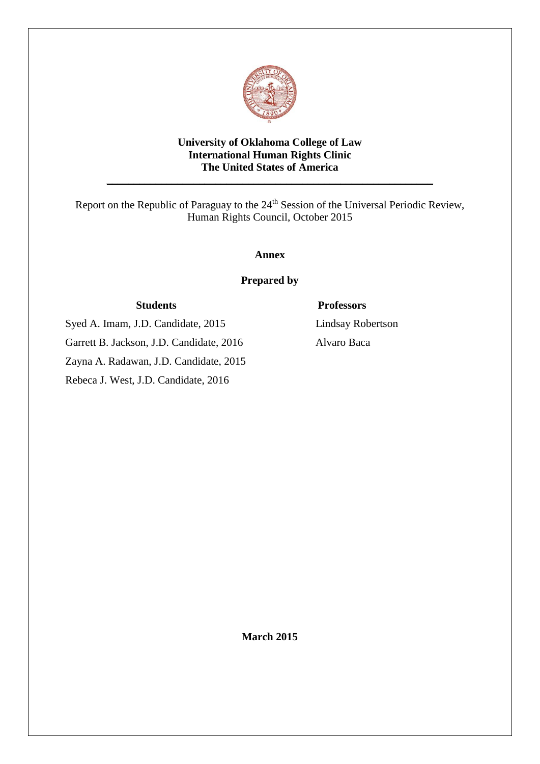**University of Oklahoma College of Law**
**International Human Rights Clinic**
**The United States of America**

---

Report on the Republic of Paraguay to the 24th Session of the Universal Periodic Review, Human Rights Council, October 2015

**Annex**

**Prepared by**

| **Students** | **Professors** |
| --- | --- |
| Syed A. Imam, J.D. Candidate, 2015 | Lindsay Robertson |
| Garrett B. Jackson, J.D. Candidate, 2016 | Alvaro Baca |
| Zayna A. Radawan, J.D. Candidate, 2015 | |
| Rebeca J. West, J.D. Candidate, 2016 | |

**March 2015**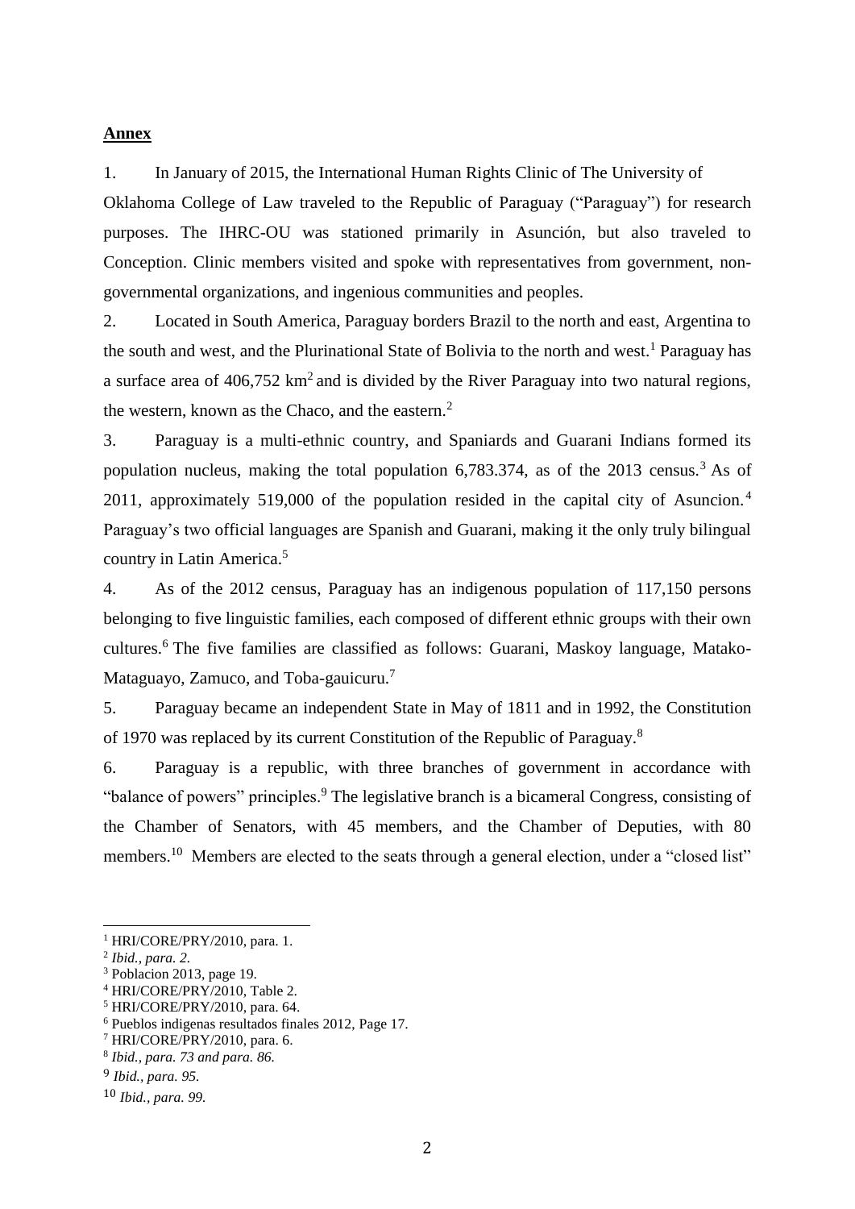**Annex**

1. In January of 2015, the International Human Rights Clinic of The University of Oklahoma College of Law traveled to the Republic of Paraguay ("Paraguay") for research purposes. The IHRC-OU was stationed primarily in Asunción, but also traveled to Conception. Clinic members visited and spoke with representatives from government, non-governmental organizations, and ingenious communities and peoples.

2. Located in South America, Paraguay borders Brazil to the north and east, Argentina to the south and west, and the Plurinational State of Bolivia to the north and west.[1] Paraguay has a surface area of 406,752 km$^2$ and is divided by the River Paraguay into two natural regions, the western, known as the Chaco, and the eastern.[2]

3. Paraguay is a multi-ethnic country, and Spaniards and Guarani Indians formed its population nucleus, making the total population 6,783.374, as of the 2013 census.[3] As of 2011, approximately 519,000 of the population resided in the capital city of Asuncion.[4] Paraguay's two official languages are Spanish and Guarani, making it the only truly bilingual country in Latin America.[5]

4. As of the 2012 census, Paraguay has an indigenous population of 117,150 persons belonging to five linguistic families, each composed of different ethnic groups with their own cultures.[6] The five families are classified as follows: Guarani, Maskoy language, Matako-Mataguayo, Zamuco, and Toba-gauicuru.[7]

5. Paraguay became an independent State in May of 1811 and in 1992, the Constitution of 1970 was replaced by its current Constitution of the Republic of Paraguay.[8]

6. Paraguay is a republic, with three branches of government in accordance with "balance of powers" principles.[9] The legislative branch is a bicameral Congress, consisting of the Chamber of Senators, with 45 members, and the Chamber of Deputies, with 80 members.[10] Members are elected to the seats through a general election, under a "closed list"

---

[1] HRI/CORE/PRY/2010, para. 1.

[2] *Ibid., para. 2.*

[3] Poblacion 2013, page 19.

[4] HRI/CORE/PRY/2010, Table 2.

[5] HRI/CORE/PRY/2010, para. 64.

[6] Pueblos indigenas resultados finales 2012, Page 17.

[7] HRI/CORE/PRY/2010, para. 6.

[8] *Ibid., para. 73 and para. 86.*

[9] *Ibid., para. 95.*

[10] *Ibid., para. 99.*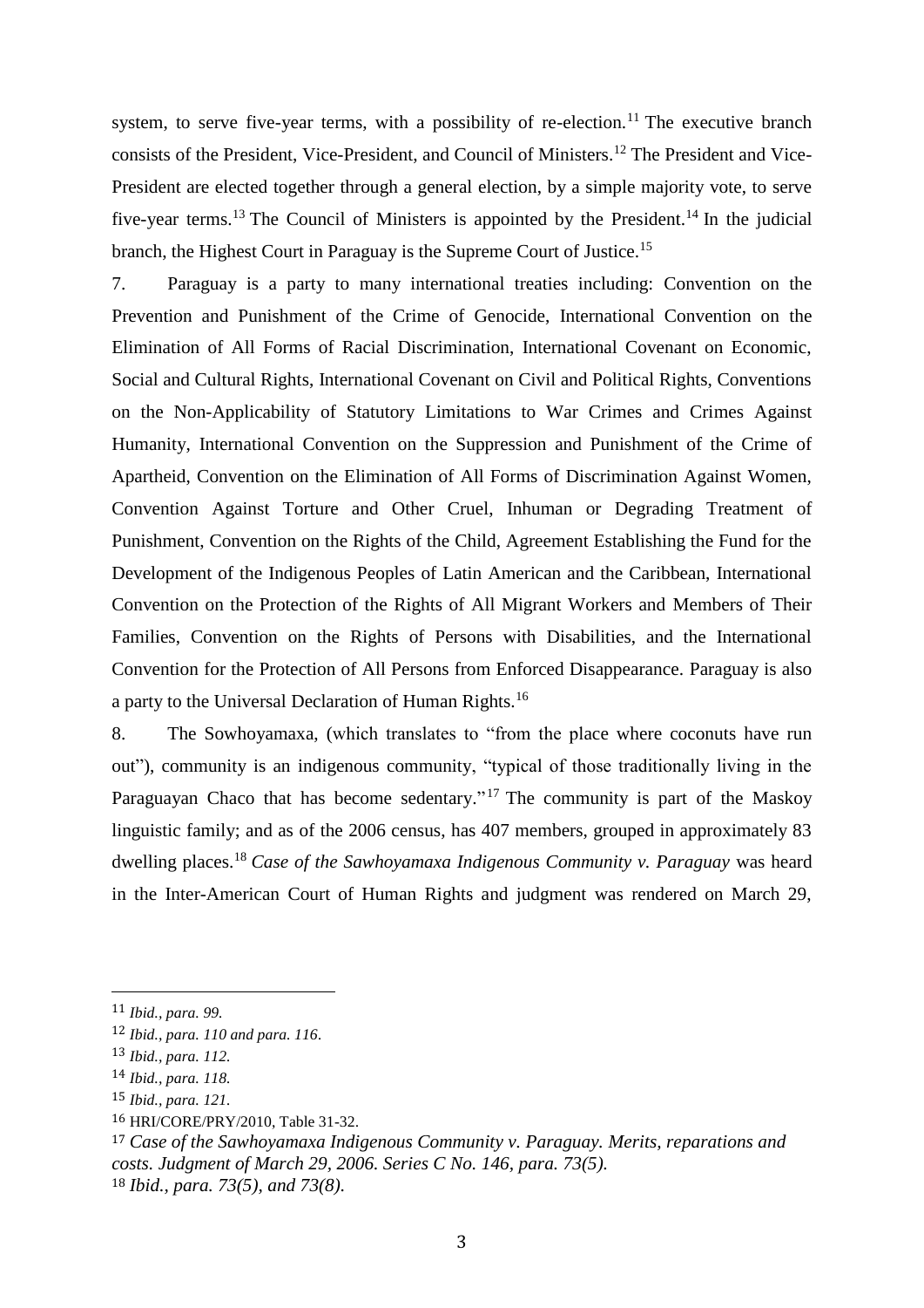system, to serve five-year terms, with a possibility of re-election.[11] The executive branch consists of the President, Vice-President, and Council of Ministers.[12] The President and Vice-President are elected together through a general election, by a simple majority vote, to serve five-year terms.[13] The Council of Ministers is appointed by the President.[14] In the judicial branch, the Highest Court in Paraguay is the Supreme Court of Justice.[15]

7. Paraguay is a party to many international treaties including: Convention on the Prevention and Punishment of the Crime of Genocide, International Convention on the Elimination of All Forms of Racial Discrimination, International Covenant on Economic, Social and Cultural Rights, International Covenant on Civil and Political Rights, Conventions on the Non-Applicability of Statutory Limitations to War Crimes and Crimes Against Humanity, International Convention on the Suppression and Punishment of the Crime of Apartheid, Convention on the Elimination of All Forms of Discrimination Against Women, Convention Against Torture and Other Cruel, Inhuman or Degrading Treatment of Punishment, Convention on the Rights of the Child, Agreement Establishing the Fund for the Development of the Indigenous Peoples of Latin American and the Caribbean, International Convention on the Protection of the Rights of All Migrant Workers and Members of Their Families, Convention on the Rights of Persons with Disabilities, and the International Convention for the Protection of All Persons from Enforced Disappearance. Paraguay is also a party to the Universal Declaration of Human Rights.[16]

8. The Sowhoyamaxa, (which translates to "from the place where coconuts have run out"), community is an indigenous community, "typical of those traditionally living in the Paraguayan Chaco that has become sedentary."[17] The community is part of the Maskoy linguistic family; and as of the 2006 census, has 407 members, grouped in approximately 83 dwelling places.[18] *Case of the Sawhoyamaxa Indigenous Community v. Paraguay* was heard in the Inter-American Court of Human Rights and judgment was rendered on March 29,

---

[11] *Ibid., para. 99.*

[12] *Ibid., para. 110 and para. 116.*

[13] *Ibid., para. 112.*

[14] *Ibid., para. 118.*

[15] *Ibid., para. 121.*

[16] HRI/CORE/PRY/2010, Table 31-32.

[17] *Case of the Sawhoyamaxa Indigenous Community v. Paraguay. Merits, reparations and costs. Judgment of March 29, 2006. Series C No. 146, para. 73(5).*

[18] *Ibid., para. 73(5), and 73(8).*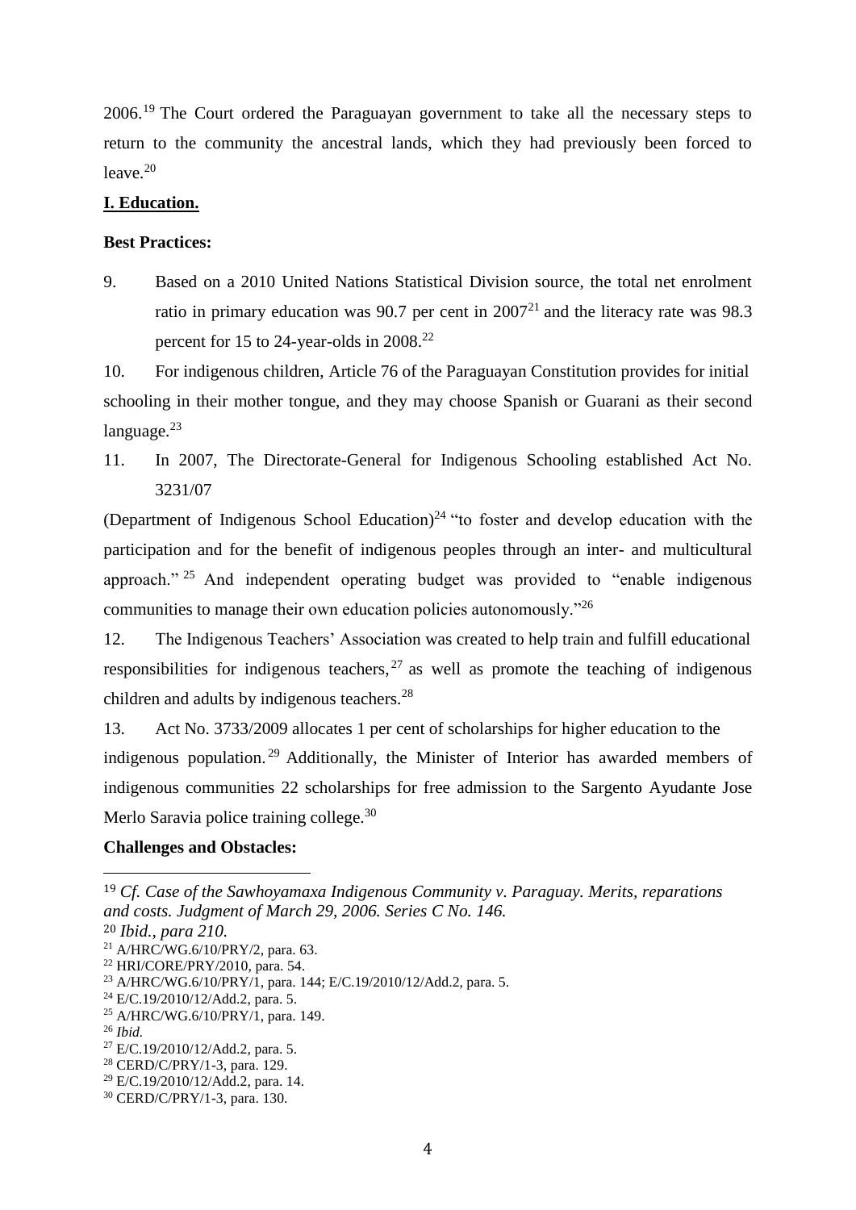2006.[19] The Court ordered the Paraguayan government to take all the necessary steps to return to the community the ancestral lands, which they had previously been forced to leave.[20]

**I. Education.**

**Best Practices:**

9. Based on a 2010 United Nations Statistical Division source, the total net enrolment ratio in primary education was 90.7 per cent in 2007[21] and the literacy rate was 98.3 percent for 15 to 24-year-olds in 2008.[22]

10. For indigenous children, Article 76 of the Paraguayan Constitution provides for initial schooling in their mother tongue, and they may choose Spanish or Guarani as their second language.[23]

11. In 2007, The Directorate-General for Indigenous Schooling established Act No. 3231/07 (Department of Indigenous School Education)[24] "to foster and develop education with the participation and for the benefit of indigenous peoples through an inter- and multicultural approach."[25] And independent operating budget was provided to "enable indigenous communities to manage their own education policies autonomously."[26]

12. The Indigenous Teachers' Association was created to help train and fulfill educational responsibilities for indigenous teachers,[27] as well as promote the teaching of indigenous children and adults by indigenous teachers.[28]

13. Act No. 3733/2009 allocates 1 per cent of scholarships for higher education to the indigenous population.[29] Additionally, the Minister of Interior has awarded members of indigenous communities 22 scholarships for free admission to the Sargento Ayudante Jose Merlo Saravia police training college.[30]

**Challenges and Obstacles:**

---

[19] *Cf. Case of the Sawhoyamaxa Indigenous Community v. Paraguay. Merits, reparations and costs. Judgment of March 29, 2006. Series C No. 146.*

[20] *Ibid., para 210.*

[21] A/HRC/WG.6/10/PRY/2, para. 63.

[22] HRI/CORE/PRY/2010, para. 54.

[23] A/HRC/WG.6/10/PRY/1, para. 144; E/C.19/2010/12/Add.2, para. 5.

[24] E/C.19/2010/12/Add.2, para. 5.

[25] A/HRC/WG.6/10/PRY/1, para. 149.

[26] *Ibid.*

[27] E/C.19/2010/12/Add.2, para. 5.

[28] CERD/C/PRY/1-3, para. 129.

[29] E/C.19/2010/12/Add.2, para. 14.

[30] CERD/C/PRY/1-3, para. 130.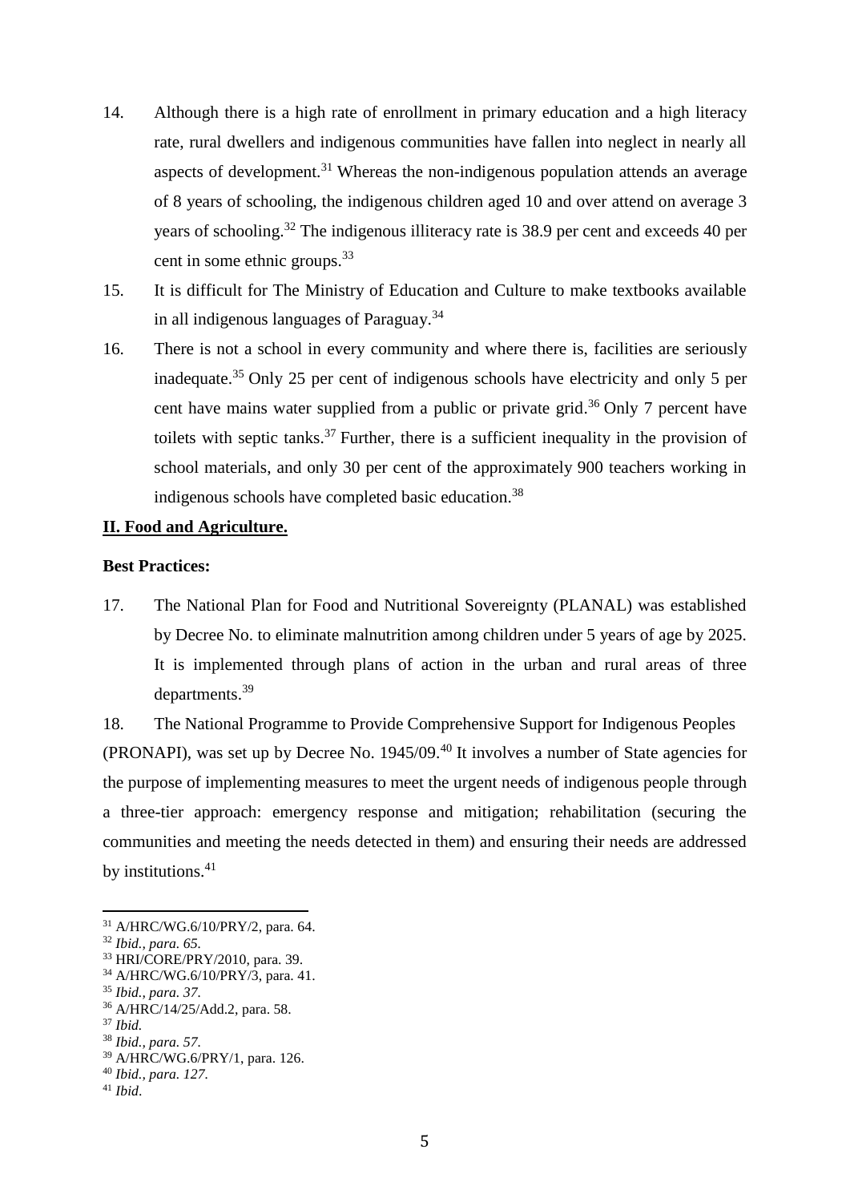14. Although there is a high rate of enrollment in primary education and a high literacy rate, rural dwellers and indigenous communities have fallen into neglect in nearly all aspects of development.[31] Whereas the non-indigenous population attends an average of 8 years of schooling, the indigenous children aged 10 and over attend on average 3 years of schooling.[32] The indigenous illiteracy rate is 38.9 per cent and exceeds 40 per cent in some ethnic groups.[33]

15. It is difficult for The Ministry of Education and Culture to make textbooks available in all indigenous languages of Paraguay.[34]

16. There is not a school in every community and where there is, facilities are seriously inadequate.[35] Only 25 per cent of indigenous schools have electricity and only 5 per cent have mains water supplied from a public or private grid.[36] Only 7 percent have toilets with septic tanks.[37] Further, there is a sufficient inequality in the provision of school materials, and only 30 per cent of the approximately 900 teachers working in indigenous schools have completed basic education.[38]

## II. Food and Agriculture.

**Best Practices:**

17. The National Plan for Food and Nutritional Sovereignty (PLANAL) was established by Decree No. to eliminate malnutrition among children under 5 years of age by 2025. It is implemented through plans of action in the urban and rural areas of three departments.[39]

18. The National Programme to Provide Comprehensive Support for Indigenous Peoples (PRONAPI), was set up by Decree No. 1945/09.[40] It involves a number of State agencies for the purpose of implementing measures to meet the urgent needs of indigenous people through a three-tier approach: emergency response and mitigation; rehabilitation (securing the communities and meeting the needs detected in them) and ensuring their needs are addressed by institutions.[41]

---

[31] A/HRC/WG.6/10/PRY/2, para. 64.
[32] *Ibid., para. 65.*
[33] HRI/CORE/PRY/2010, para. 39.
[34] A/HRC/WG.6/10/PRY/3, para. 41.
[35] *Ibid., para. 37.*
[36] A/HRC/14/25/Add.2, para. 58.
[37] *Ibid.*
[38] *Ibid., para. 57.*
[39] A/HRC/WG.6/PRY/1, para. 126.
[40] *Ibid., para. 127.*
[41] *Ibid*.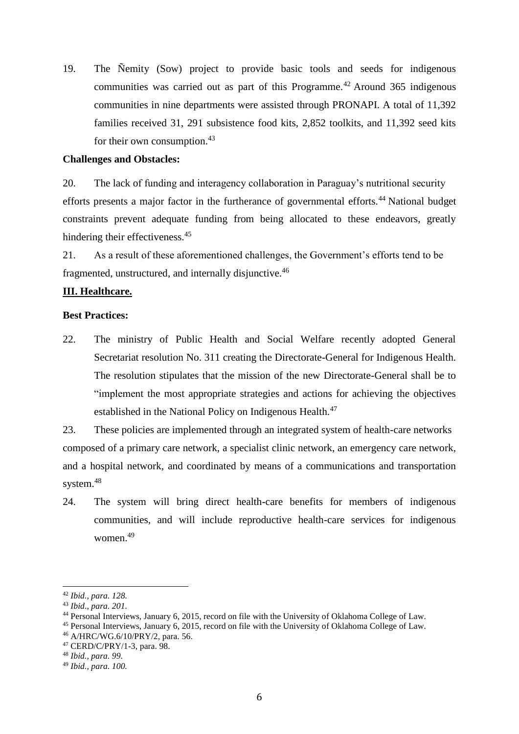19. The Ñemity (Sow) project to provide basic tools and seeds for indigenous communities was carried out as part of this Programme.[42] Around 365 indigenous communities in nine departments were assisted through PRONAPI. A total of 11,392 families received 31, 291 subsistence food kits, 2,852 toolkits, and 11,392 seed kits for their own consumption.[43]

**Challenges and Obstacles:**

20. The lack of funding and interagency collaboration in Paraguay's nutritional security efforts presents a major factor in the furtherance of governmental efforts.[44] National budget constraints prevent adequate funding from being allocated to these endeavors, greatly hindering their effectiveness.[45]

21. As a result of these aforementioned challenges, the Government's efforts tend to be fragmented, unstructured, and internally disjunctive.[46]

**III. Healthcare.**

**Best Practices:**

22. The ministry of Public Health and Social Welfare recently adopted General Secretariat resolution No. 311 creating the Directorate-General for Indigenous Health. The resolution stipulates that the mission of the new Directorate-General shall be to "implement the most appropriate strategies and actions for achieving the objectives established in the National Policy on Indigenous Health.[47]

23. These policies are implemented through an integrated system of health-care networks composed of a primary care network, a specialist clinic network, an emergency care network, and a hospital network, and coordinated by means of a communications and transportation system.[48]

24. The system will bring direct health-care benefits for members of indigenous communities, and will include reproductive health-care services for indigenous women.[49]

---

[42] *Ibid., para. 128.*
[43] *Ibid., para. 201.*
[44] Personal Interviews, January 6, 2015, record on file with the University of Oklahoma College of Law.
[45] Personal Interviews, January 6, 2015, record on file with the University of Oklahoma College of Law.
[46] A/HRC/WG.6/10/PRY/2, para. 56.
[47] CERD/C/PRY/1-3, para. 98.
[48] *Ibid., para. 99.*
[49] *Ibid., para. 100.*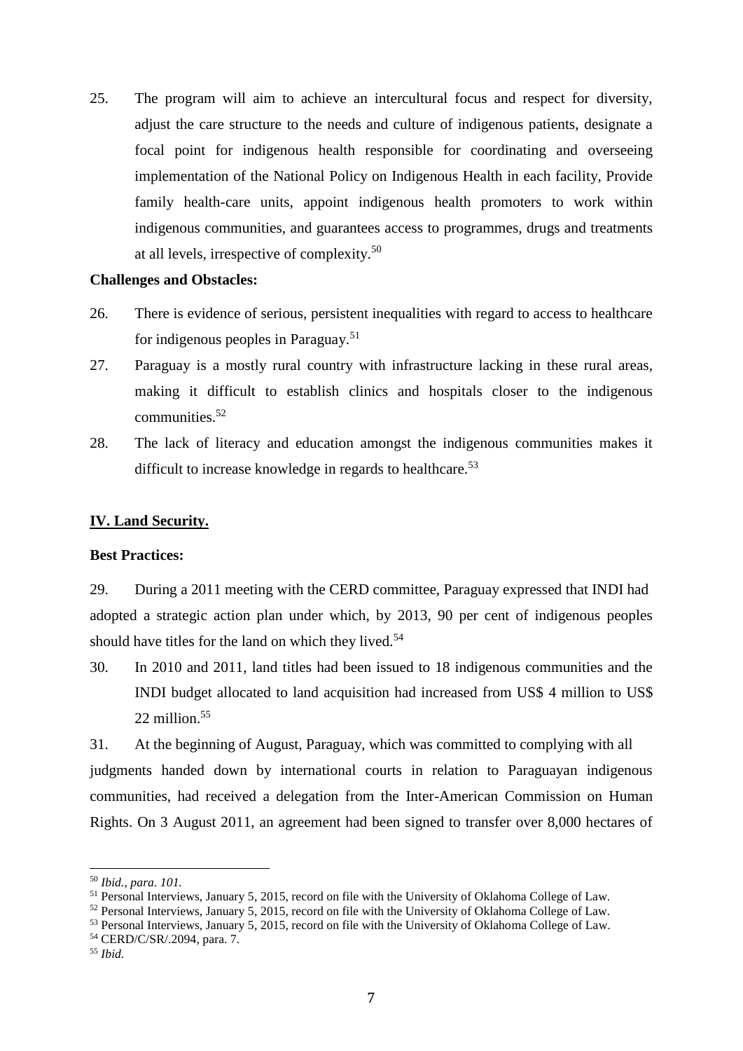25. The program will aim to achieve an intercultural focus and respect for diversity, adjust the care structure to the needs and culture of indigenous patients, designate a focal point for indigenous health responsible for coordinating and overseeing implementation of the National Policy on Indigenous Health in each facility, Provide family health-care units, appoint indigenous health promoters to work within indigenous communities, and guarantees access to programmes, drugs and treatments at all levels, irrespective of complexity.[50]

**Challenges and Obstacles:**

26. There is evidence of serious, persistent inequalities with regard to access to healthcare for indigenous peoples in Paraguay.[51]

27. Paraguay is a mostly rural country with infrastructure lacking in these rural areas, making it difficult to establish clinics and hospitals closer to the indigenous communities.[52]

28. The lack of literacy and education amongst the indigenous communities makes it difficult to increase knowledge in regards to healthcare.[53]

## IV. Land Security.

**Best Practices:**

29. During a 2011 meeting with the CERD committee, Paraguay expressed that INDI had adopted a strategic action plan under which, by 2013, 90 per cent of indigenous peoples should have titles for the land on which they lived.[54]

30. In 2010 and 2011, land titles had been issued to 18 indigenous communities and the INDI budget allocated to land acquisition had increased from US$ 4 million to US$ 22 million.[55]

31. At the beginning of August, Paraguay, which was committed to complying with all judgments handed down by international courts in relation to Paraguayan indigenous communities, had received a delegation from the Inter-American Commission on Human Rights. On 3 August 2011, an agreement had been signed to transfer over 8,000 hectares of

---

[50] *Ibid., para. 101.*

[51] Personal Interviews, January 5, 2015, record on file with the University of Oklahoma College of Law.

[52] Personal Interviews, January 5, 2015, record on file with the University of Oklahoma College of Law.

[53] Personal Interviews, January 5, 2015, record on file with the University of Oklahoma College of Law.

[54] CERD/C/SR/.2094, para. 7.

[55] *Ibid.*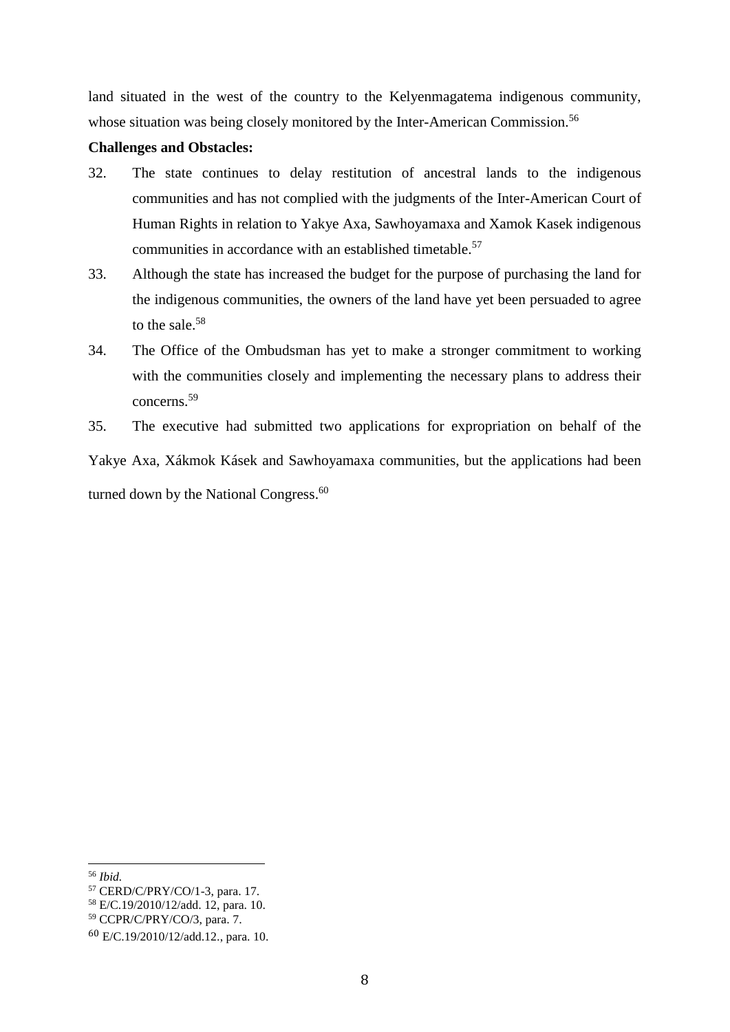land situated in the west of the country to the Kelyenmagatema indigenous community, whose situation was being closely monitored by the Inter-American Commission.[56]

**Challenges and Obstacles:**

32. The state continues to delay restitution of ancestral lands to the indigenous communities and has not complied with the judgments of the Inter-American Court of Human Rights in relation to Yakye Axa, Sawhoyamaxa and Xamok Kasek indigenous communities in accordance with an established timetable.[57]

33. Although the state has increased the budget for the purpose of purchasing the land for the indigenous communities, the owners of the land have yet been persuaded to agree to the sale.[58]

34. The Office of the Ombudsman has yet to make a stronger commitment to working with the communities closely and implementing the necessary plans to address their concerns.[59]

35. The executive had submitted two applications for expropriation on behalf of the Yakye Axa, Xákmok Kásek and Sawhoyamaxa communities, but the applications had been turned down by the National Congress.[60]

---

[56] *Ibid.*

[57] CERD/C/PRY/CO/1-3, para. 17.

[58] E/C.19/2010/12/add. 12, para. 10.

[59] CCPR/C/PRY/CO/3, para. 7.

[60] E/C.19/2010/12/add.12., para. 10.